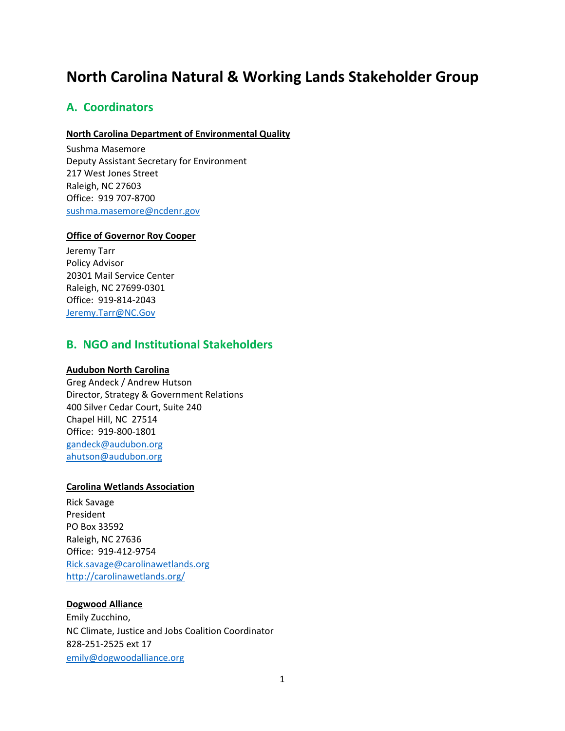# North Carolina Natural & Working Lands Stakeholder Group

## A. Coordinators

**North Carolina Department of Environmental Quality**

Sushma Masemore
Deputy Assistant Secretary for Environment
217 West Jones Street
Raleigh, NC 27603
Office: 919 707-8700
sushma.masemore@ncdenr.gov

**Office of Governor Roy Cooper**

Jeremy Tarr
Policy Advisor
20301 Mail Service Center
Raleigh, NC 27699-0301
Office: 919-814-2043
Jeremy.Tarr@NC.Gov

## B. NGO and Institutional Stakeholders

**Audubon North Carolina**

Greg Andeck / Andrew Hutson
Director, Strategy & Government Relations
400 Silver Cedar Court, Suite 240
Chapel Hill, NC 27514
Office: 919-800-1801
gandeck@audubon.org
ahutson@audubon.org

**Carolina Wetlands Association**

Rick Savage
President
PO Box 33592
Raleigh, NC 27636
Office: 919-412-9754
Rick.savage@carolinawetlands.org
http://carolinawetlands.org/

**Dogwood Alliance**

Emily Zucchino,
NC Climate, Justice and Jobs Coalition Coordinator
828-251-2525 ext 17
emily@dogwoodalliance.org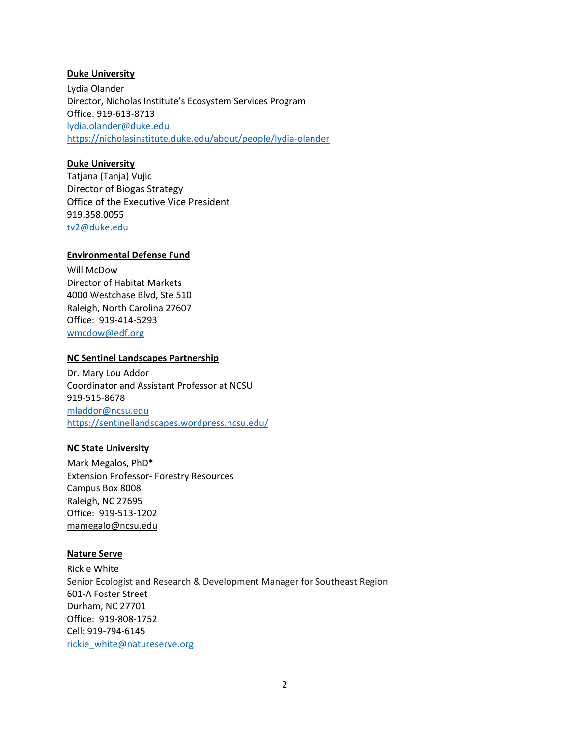**Duke University**

Lydia Olander
Director, Nicholas Institute's Ecosystem Services Program
Office: 919-613-8713
lydia.olander@duke.edu
https://nicholasinstitute.duke.edu/about/people/lydia-olander

**Duke University**

Tatjana (Tanja) Vujic
Director of Biogas Strategy
Office of the Executive Vice President
919.358.0055
tv2@duke.edu

**Environmental Defense Fund**

Will McDow
Director of Habitat Markets
4000 Westchase Blvd, Ste 510
Raleigh, North Carolina 27607
Office: 919-414-5293
wmcdow@edf.org

**NC Sentinel Landscapes Partnership**

Dr. Mary Lou Addor
Coordinator and Assistant Professor at NCSU
919-515-8678
mladdor@ncsu.edu
https://sentinellandscapes.wordpress.ncsu.edu/

**NC State University**

Mark Megalos, PhD*
Extension Professor- Forestry Resources
Campus Box 8008
Raleigh, NC 27695
Office: 919-513-1202
mamegalo@ncsu.edu

**Nature Serve**

Rickie White
Senior Ecologist and Research & Development Manager for Southeast Region
601-A Foster Street
Durham, NC 27701
Office: 919-808-1752
Cell: 919-794-6145
rickie_white@natureserve.org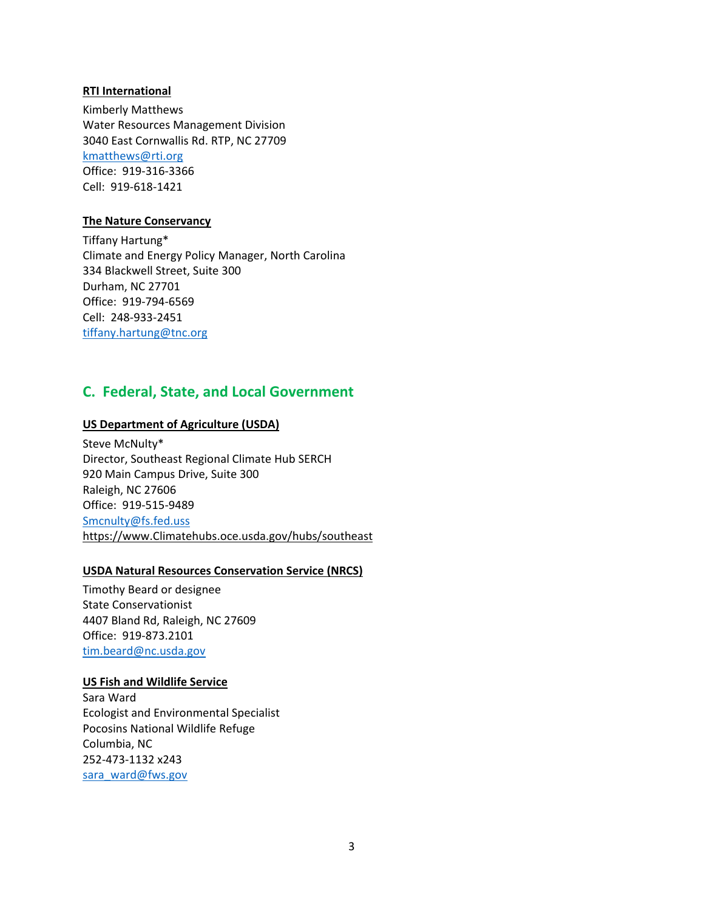**RTI International**

Kimberly Matthews
Water Resources Management Division
3040 East Cornwallis Rd. RTP, NC 27709
kmatthews@rti.org
Office: 919-316-3366
Cell: 919-618-1421

**The Nature Conservancy**

Tiffany Hartung*
Climate and Energy Policy Manager, North Carolina
334 Blackwell Street, Suite 300
Durham, NC 27701
Office: 919-794-6569
Cell: 248-933-2451
tiffany.hartung@tnc.org

## C. Federal, State, and Local Government

**US Department of Agriculture (USDA)**

Steve McNulty*
Director, Southeast Regional Climate Hub SERCH
920 Main Campus Drive, Suite 300
Raleigh, NC 27606
Office: 919-515-9489
Smcnulty@fs.fed.uss
https://www.Climatehubs.oce.usda.gov/hubs/southeast

**USDA Natural Resources Conservation Service (NRCS)**

Timothy Beard or designee
State Conservationist
4407 Bland Rd, Raleigh, NC 27609
Office: 919-873.2101
tim.beard@nc.usda.gov

**US Fish and Wildlife Service**

Sara Ward
Ecologist and Environmental Specialist
Pocosins National Wildlife Refuge
Columbia, NC
252-473-1132 x243
sara_ward@fws.gov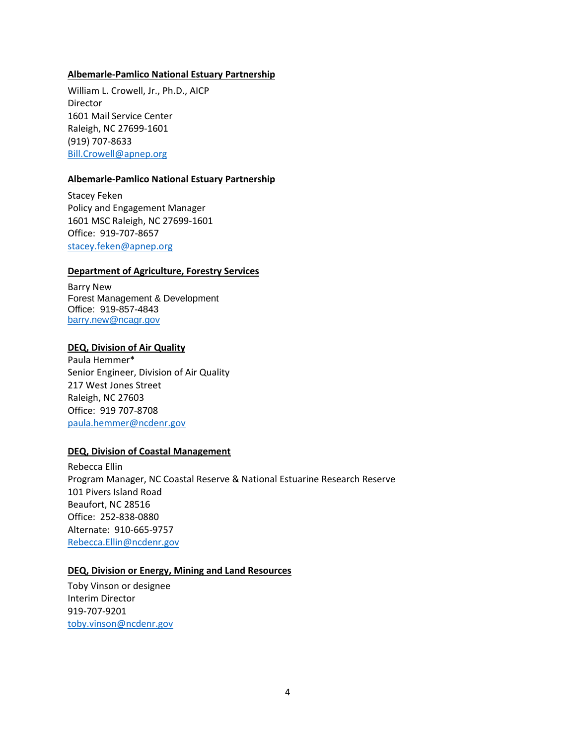**Albemarle-Pamlico National Estuary Partnership**

William L. Crowell, Jr., Ph.D., AICP
Director
1601 Mail Service Center
Raleigh, NC 27699-1601
(919) 707-8633
Bill.Crowell@apnep.org

**Albemarle-Pamlico National Estuary Partnership**

Stacey Feken
Policy and Engagement Manager
1601 MSC Raleigh, NC 27699-1601
Office: 919-707-8657
stacey.feken@apnep.org

**Department of Agriculture, Forestry Services**

Barry New
Forest Management & Development
Office: 919-857-4843
barry.new@ncagr.gov

**DEQ, Division of Air Quality**

Paula Hemmer*
Senior Engineer, Division of Air Quality
217 West Jones Street
Raleigh, NC 27603
Office: 919 707-8708
paula.hemmer@ncdenr.gov

**DEQ, Division of Coastal Management**

Rebecca Ellin
Program Manager, NC Coastal Reserve & National Estuarine Research Reserve
101 Pivers Island Road
Beaufort, NC 28516
Office: 252-838-0880
Alternate: 910-665-9757
Rebecca.Ellin@ncdenr.gov

**DEQ, Division or Energy, Mining and Land Resources**

Toby Vinson or designee
Interim Director
919-707-9201
toby.vinson@ncdenr.gov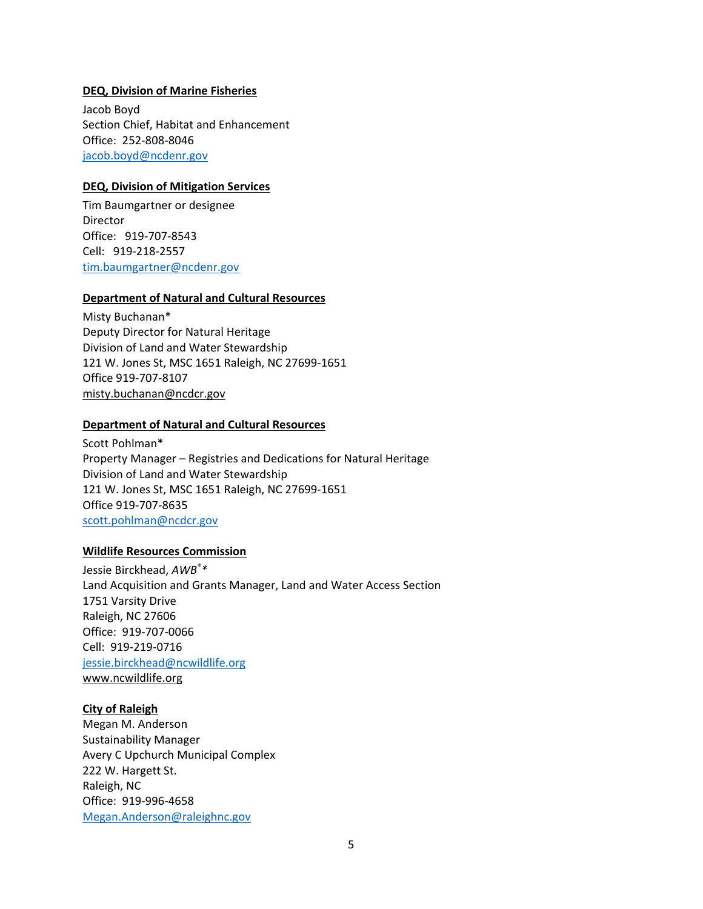**DEQ, Division of Marine Fisheries**

Jacob Boyd
Section Chief, Habitat and Enhancement
Office: 252-808-8046
jacob.boyd@ncdenr.gov

**DEQ, Division of Mitigation Services**

Tim Baumgartner or designee
Director
Office: 919-707-8543
Cell: 919-218-2557
tim.baumgartner@ncdenr.gov

**Department of Natural and Cultural Resources**

Misty Buchanan*
Deputy Director for Natural Heritage
Division of Land and Water Stewardship
121 W. Jones St, MSC 1651 Raleigh, NC 27699-1651
Office 919-707-8107
misty.buchanan@ncdcr.gov

**Department of Natural and Cultural Resources**

Scott Pohlman*
Property Manager – Registries and Dedications for Natural Heritage
Division of Land and Water Stewardship
121 W. Jones St, MSC 1651 Raleigh, NC 27699-1651
Office 919-707-8635
scott.pohlman@ncdcr.gov

**Wildlife Resources Commission**

Jessie Birckhead, *AWB®** 
Land Acquisition and Grants Manager, Land and Water Access Section
1751 Varsity Drive
Raleigh, NC 27606
Office: 919-707-0066
Cell: 919-219-0716
jessie.birckhead@ncwildlife.org
www.ncwildlife.org

**City of Raleigh**

Megan M. Anderson
Sustainability Manager
Avery C Upchurch Municipal Complex
222 W. Hargett St.
Raleigh, NC
Office: 919-996-4658
Megan.Anderson@raleighnc.gov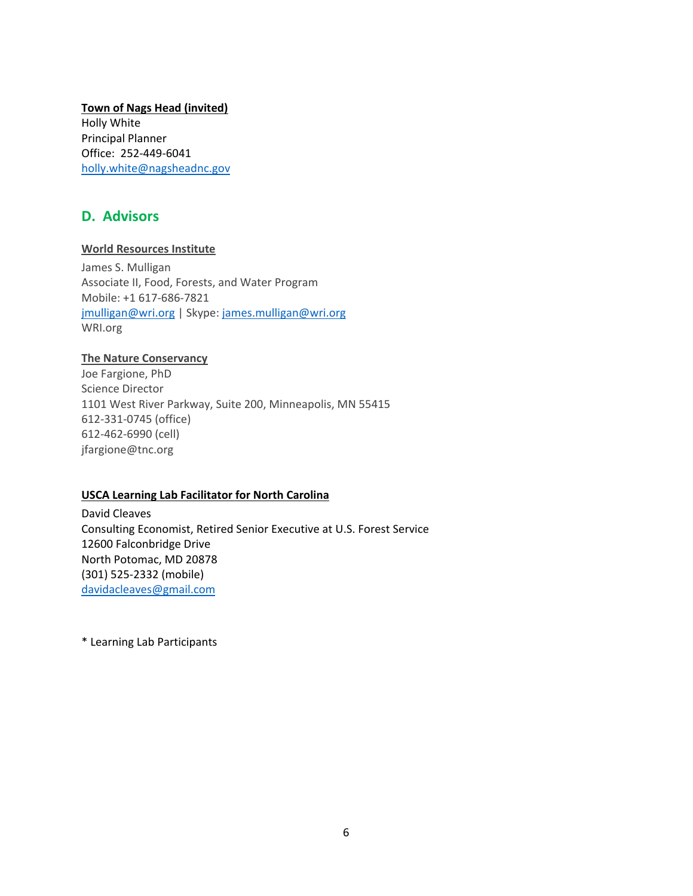**Town of Nags Head (invited)**
Holly White
Principal Planner
Office: 252-449-6041
holly.white@nagsheadnc.gov

## D. Advisors

**World Resources Institute**

James S. Mulligan
Associate II, Food, Forests, and Water Program
Mobile: +1 617-686-7821
jmulligan@wri.org | Skype: james.mulligan@wri.org
WRI.org

**The Nature Conservancy**
Joe Fargione, PhD
Science Director
1101 West River Parkway, Suite 200, Minneapolis, MN 55415
612-331-0745 (office)
612-462-6990 (cell)
jfargione@tnc.org

**USCA Learning Lab Facilitator for North Carolina**

David Cleaves
Consulting Economist, Retired Senior Executive at U.S. Forest Service
12600 Falconbridge Drive
North Potomac, MD 20878
(301) 525-2332 (mobile)
davidacleaves@gmail.com

* Learning Lab Participants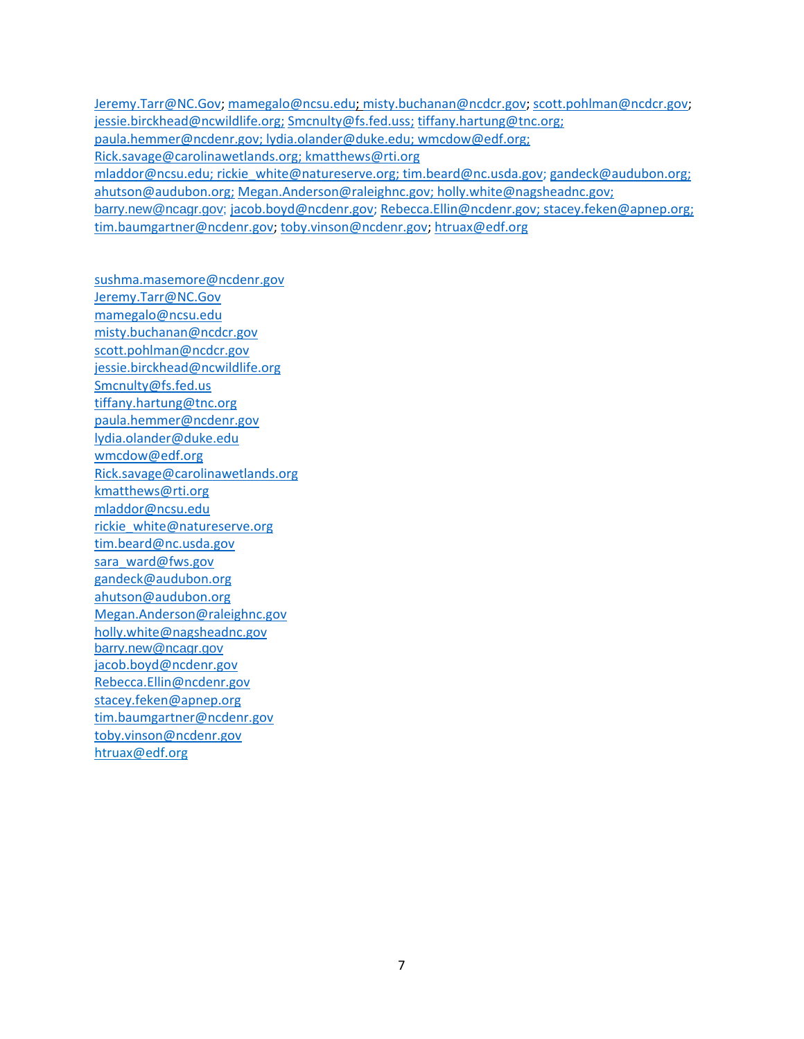Jeremy.Tarr@NC.Gov; mamegalo@ncsu.edu; misty.buchanan@ncdcr.gov; scott.pohlman@ncdcr.gov; jessie.birckhead@ncwildlife.org; Smcnulty@fs.fed.uss; tiffany.hartung@tnc.org; paula.hemmer@ncdenr.gov; lydia.olander@duke.edu; wmcdow@edf.org; Rick.savage@carolinawetlands.org; kmatthews@rti.org mladdor@ncsu.edu; rickie_white@natureserve.org; tim.beard@nc.usda.gov; gandeck@audubon.org; ahutson@audubon.org; Megan.Anderson@raleighnc.gov; holly.white@nagsheadnc.gov; barry.new@ncagr.gov; jacob.boyd@ncdenr.gov; Rebecca.Ellin@ncdenr.gov; stacey.feken@apnep.org; tim.baumgartner@ncdenr.gov; toby.vinson@ncdenr.gov; htruax@edf.org

sushma.masemore@ncdenr.gov
Jeremy.Tarr@NC.Gov
mamegalo@ncsu.edu
misty.buchanan@ncdcr.gov
scott.pohlman@ncdcr.gov
jessie.birckhead@ncwildlife.org
Smcnulty@fs.fed.us
tiffany.hartung@tnc.org
paula.hemmer@ncdenr.gov
lydia.olander@duke.edu
wmcdow@edf.org
Rick.savage@carolinawetlands.org
kmatthews@rti.org
mladdor@ncsu.edu
rickie_white@natureserve.org
tim.beard@nc.usda.gov
sara_ward@fws.gov
gandeck@audubon.org
ahutson@audubon.org
Megan.Anderson@raleighnc.gov
holly.white@nagsheadnc.gov
barry.new@ncagr.gov
jacob.boyd@ncdenr.gov
Rebecca.Ellin@ncdenr.gov
stacey.feken@apnep.org
tim.baumgartner@ncdenr.gov
toby.vinson@ncdenr.gov
htruax@edf.org